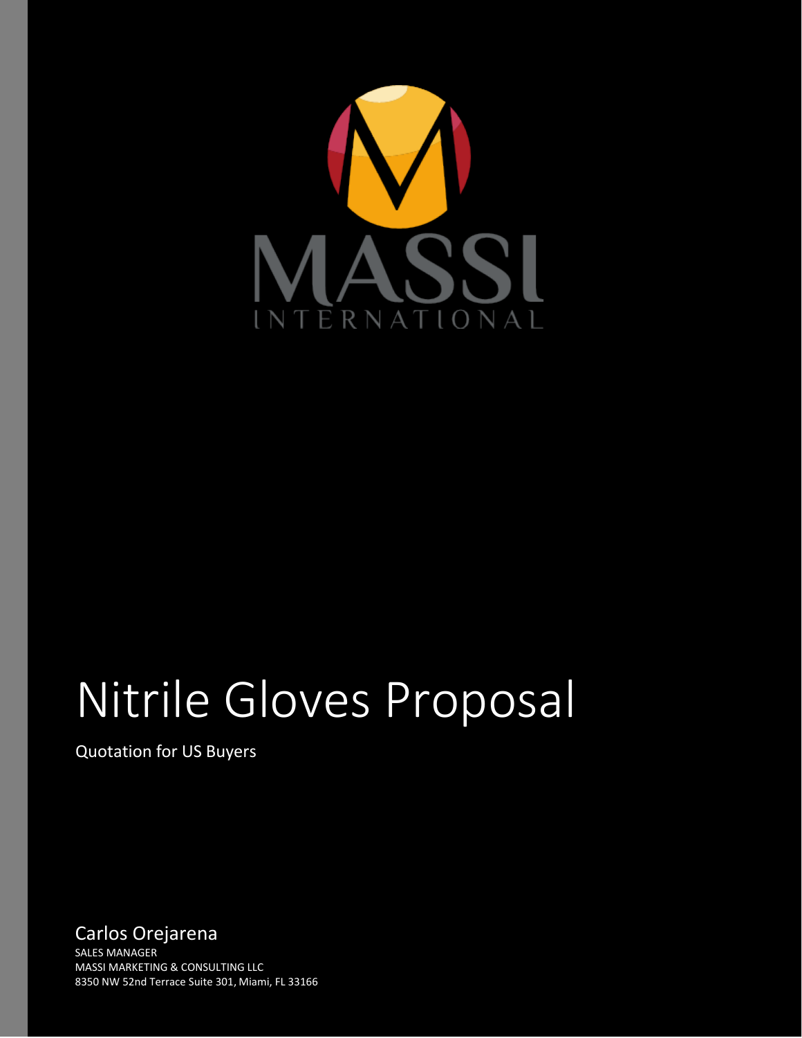MASSI

INTERNATIONAL

# Nitrile Gloves Proposal

Quotation for US Buyers

Carlos Orejarena

SALES MANAGER

MASSI MARKETING & CONSULTING LLC

8350 NW 52nd Terrace Suite 301, Miami, FL 33166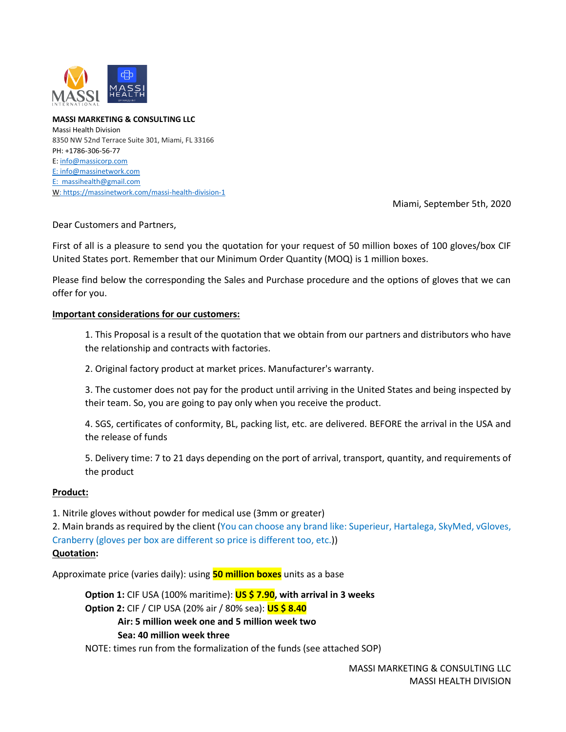**MASSI MARKETING & CONSULTING LLC**
Massi Health Division
8350 NW 52nd Terrace Suite 301, Miami, FL 33166
PH: +1786-306-56-77
E: info@massicorp.com
E: info@massinetwork.com
E: massihealth@gmail.com
W: https://massinetwork.com/massi-health-division-1

Miami, September 5th, 2020

Dear Customers and Partners,

First of all is a pleasure to send you the quotation for your request of 50 million boxes of 100 gloves/box CIF United States port. Remember that our Minimum Order Quantity (MOQ) is 1 million boxes.

Please find below the corresponding the Sales and Purchase procedure and the options of gloves that we can offer for you.

**Important considerations for our customers:**

1. This Proposal is a result of the quotation that we obtain from our partners and distributors who have the relationship and contracts with factories.
2. Original factory product at market prices. Manufacturer's warranty.
3. The customer does not pay for the product until arriving in the United States and being inspected by their team. So, you are going to pay only when you receive the product.
4. SGS, certificates of conformity, BL, packing list, etc. are delivered. BEFORE the arrival in the USA and the release of funds
5. Delivery time: 7 to 21 days depending on the port of arrival, transport, quantity, and requirements of the product

**Product:**

1. Nitrile gloves without powder for medical use (3mm or greater)
2. Main brands as required by the client (You can choose any brand like: Superieur, Hartalega, SkyMed, vGloves, Cranberry (gloves per box are different so price is different too, etc.))

**Quotation:**

Approximate price (varies daily): using **50 million boxes** units as a base

**Option 1:** CIF USA (100% maritime): **US $ 7.90, with arrival in 3 weeks**
**Option 2:** CIF / CIP USA (20% air / 80% sea): **US $ 8.40**
  **Air: 5 million week one and 5 million week two**
  **Sea: 40 million week three**
NOTE: times run from the formalization of the funds (see attached SOP)

MASSI MARKETING & CONSULTING LLC
MASSI HEALTH DIVISION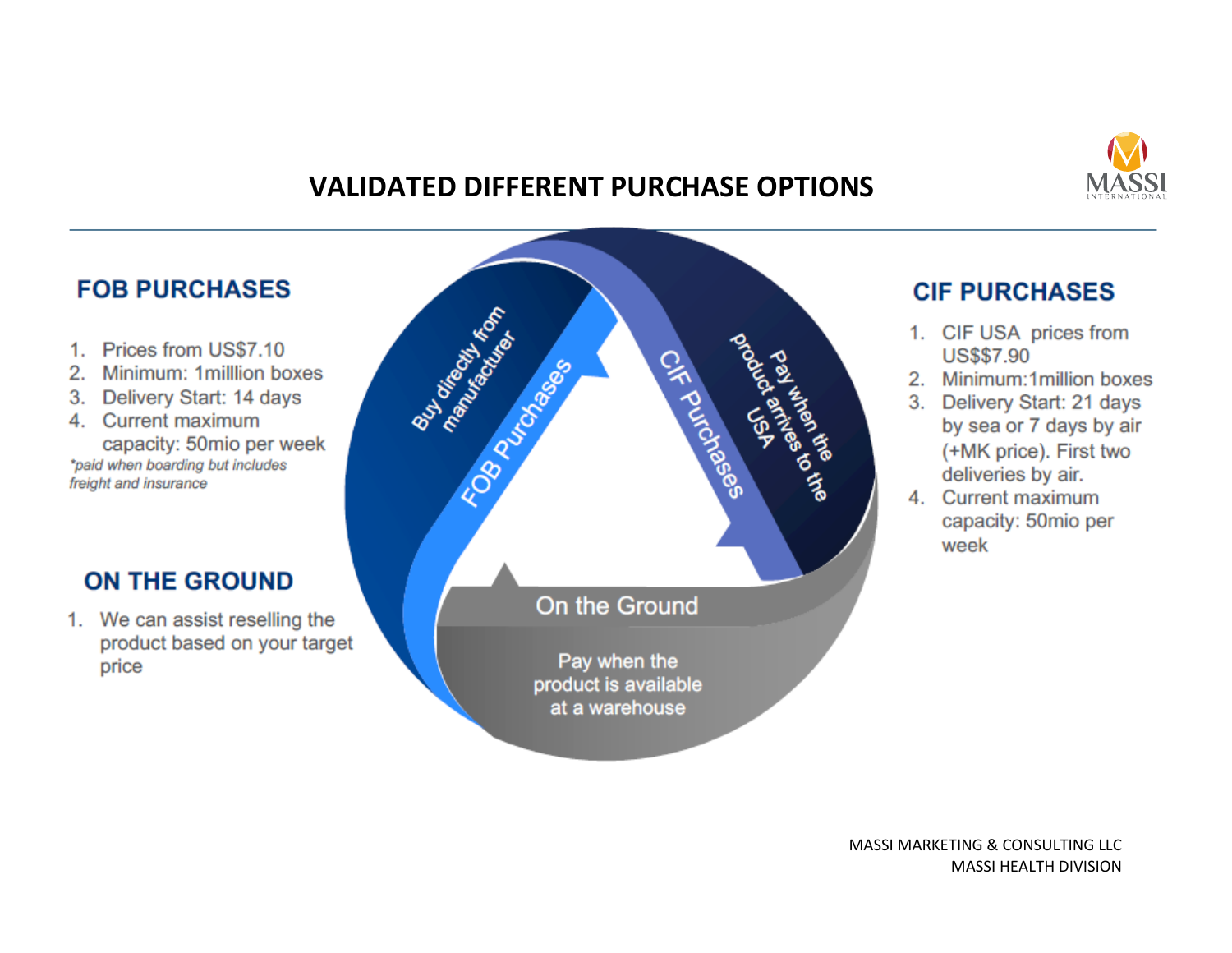# VALIDATED DIFFERENT PURCHASE OPTIONS

## FOB PURCHASES

1. Prices from US$7.10
2. Minimum: 1milllion boxes
3. Delivery Start: 14 days
4. Current maximum capacity: 50mio per week

*\*paid when boarding but includes freight and insurance*

## ON THE GROUND

1. We can assist reselling the product based on your target price

Buy directly from manufacturer

FOB Purchases

CIF Purchases

Pay when the product arrives to the USA

On the Ground

Pay when the product is available at a warehouse

## CIF PURCHASES

1. CIF USA prices from US$$7.90
2. Minimum:1million boxes
3. Delivery Start: 21 days by sea or 7 days by air (+MK price). First two deliveries by air.
4. Current maximum capacity: 50mio per week

MASSI MARKETING & CONSULTING LLC
MASSI HEALTH DIVISION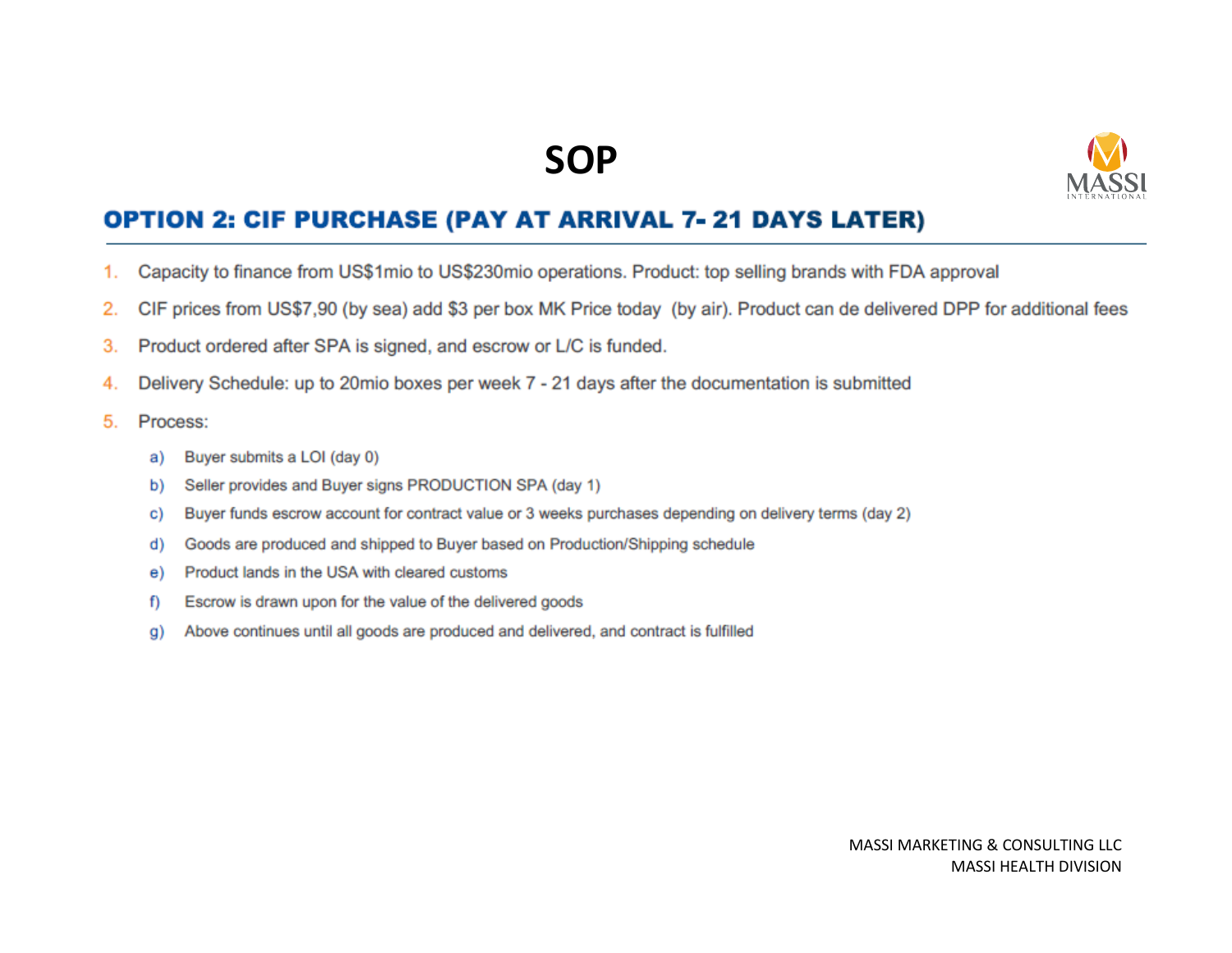# SOP

## OPTION 2: CIF PURCHASE (PAY AT ARRIVAL 7- 21 DAYS LATER)

1. Capacity to finance from US$1mio to US$230mio operations. Product: top selling brands with FDA approval
2. CIF prices from US$7,90 (by sea) add $3 per box MK Price today (by air). Product can de delivered DPP for additional fees
3. Product ordered after SPA is signed, and escrow or L/C is funded.
4. Delivery Schedule: up to 20mio boxes per week 7 - 21 days after the documentation is submitted
5. Process:
   a) Buyer submits a LOI (day 0)
   b) Seller provides and Buyer signs PRODUCTION SPA (day 1)
   c) Buyer funds escrow account for contract value or 3 weeks purchases depending on delivery terms (day 2)
   d) Goods are produced and shipped to Buyer based on Production/Shipping schedule
   e) Product lands in the USA with cleared customs
   f) Escrow is drawn upon for the value of the delivered goods
   g) Above continues until all goods are produced and delivered, and contract is fulfilled

MASSI MARKETING & CONSULTING LLC
MASSI HEALTH DIVISION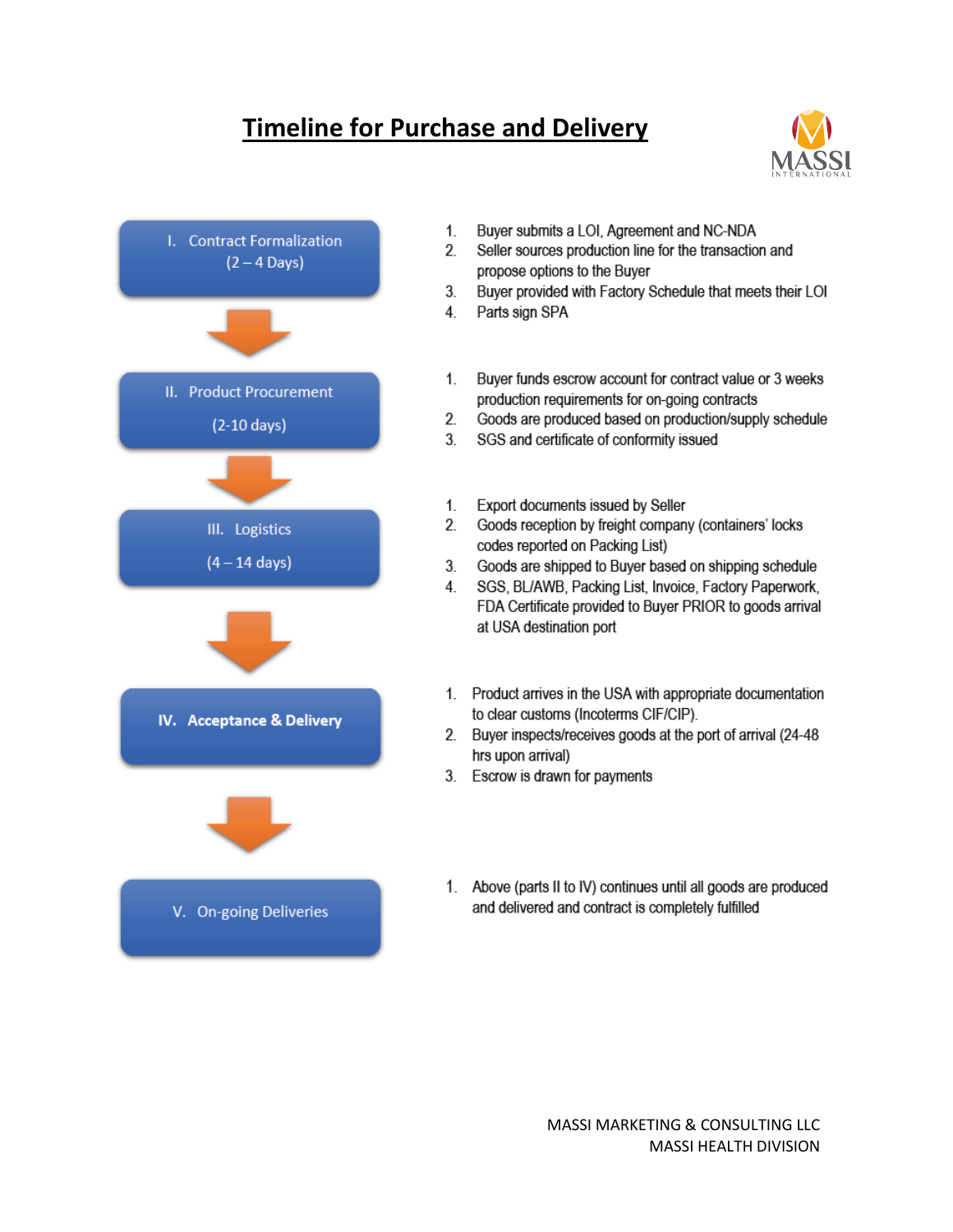# Timeline for Purchase and Delivery

## I. Contract Formalization (2 – 4 Days)

1. Buyer submits a LOI, Agreement and NC-NDA
2. Seller sources production line for the transaction and propose options to the Buyer
3. Buyer provided with Factory Schedule that meets their LOI
4. Parts sign SPA

## II. Product Procurement (2-10 days)

1. Buyer funds escrow account for contract value or 3 weeks production requirements for on-going contracts
2. Goods are produced based on production/supply schedule
3. SGS and certificate of conformity issued

## III. Logistics (4 – 14 days)

1. Export documents issued by Seller
2. Goods reception by freight company (containers' locks codes reported on Packing List)
3. Goods are shipped to Buyer based on shipping schedule
4. SGS, BL/AWB, Packing List, Invoice, Factory Paperwork, FDA Certificate provided to Buyer PRIOR to goods arrival at USA destination port

## IV. Acceptance & Delivery

1. Product arrives in the USA with appropriate documentation to clear customs (Incoterms CIF/CIP).
2. Buyer inspects/receives goods at the port of arrival (24-48 hrs upon arrival)
3. Escrow is drawn for payments

## V. On-going Deliveries

1. Above (parts II to IV) continues until all goods are produced and delivered and contract is completely fulfilled

MASSI MARKETING & CONSULTING LLC
MASSI HEALTH DIVISION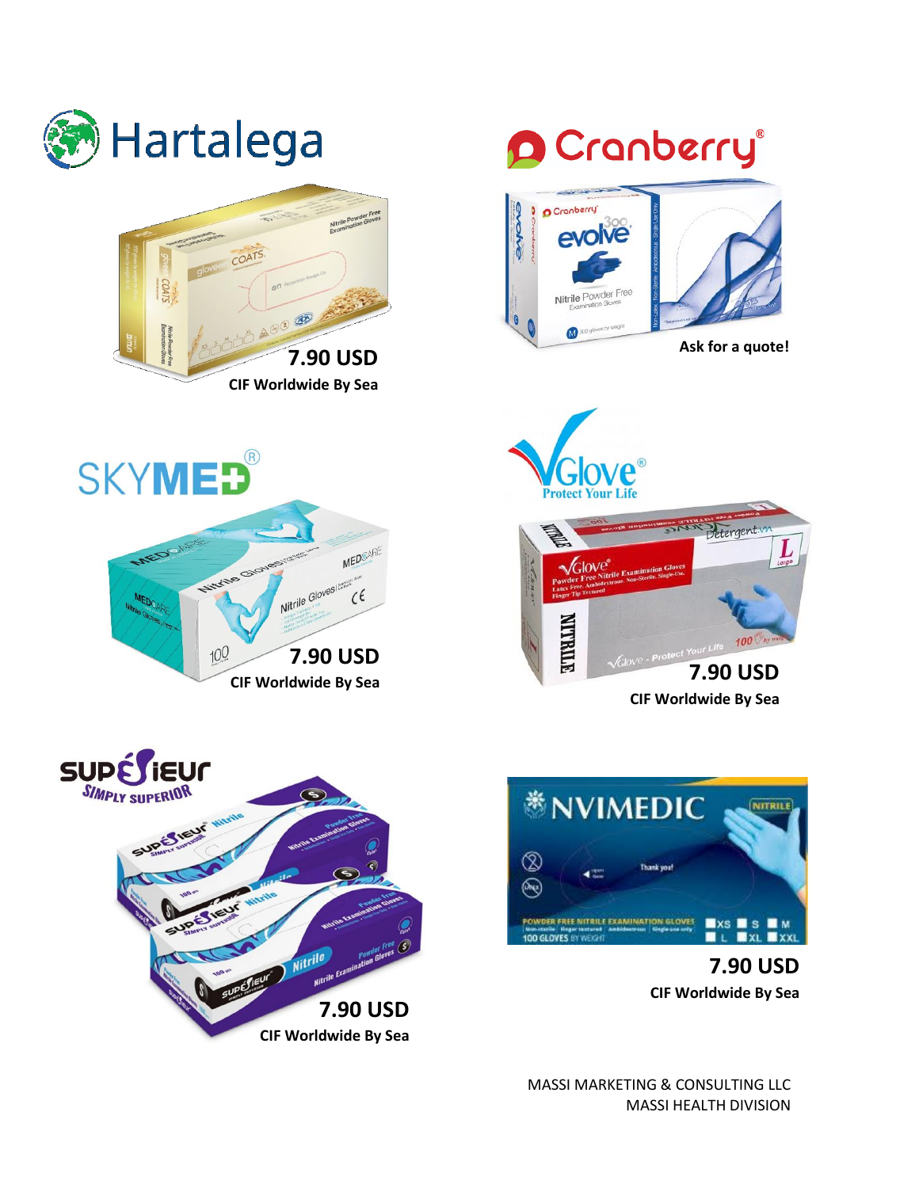## Hartalega

**7.90 USD**

**CIF Worldwide By Sea**

## Cranberry®

**Ask for a quote!**

## SKYMED®

**7.90 USD**

**CIF Worldwide By Sea**

## VGlove®

Protect Your Life

**7.90 USD**

**CIF Worldwide By Sea**

## SUPÉRIEUR

SIMPLY SUPERIOR

**7.90 USD**

**CIF Worldwide By Sea**

## NVIMEDIC

**7.90 USD**

**CIF Worldwide By Sea**

MASSI MARKETING & CONSULTING LLC
MASSI HEALTH DIVISION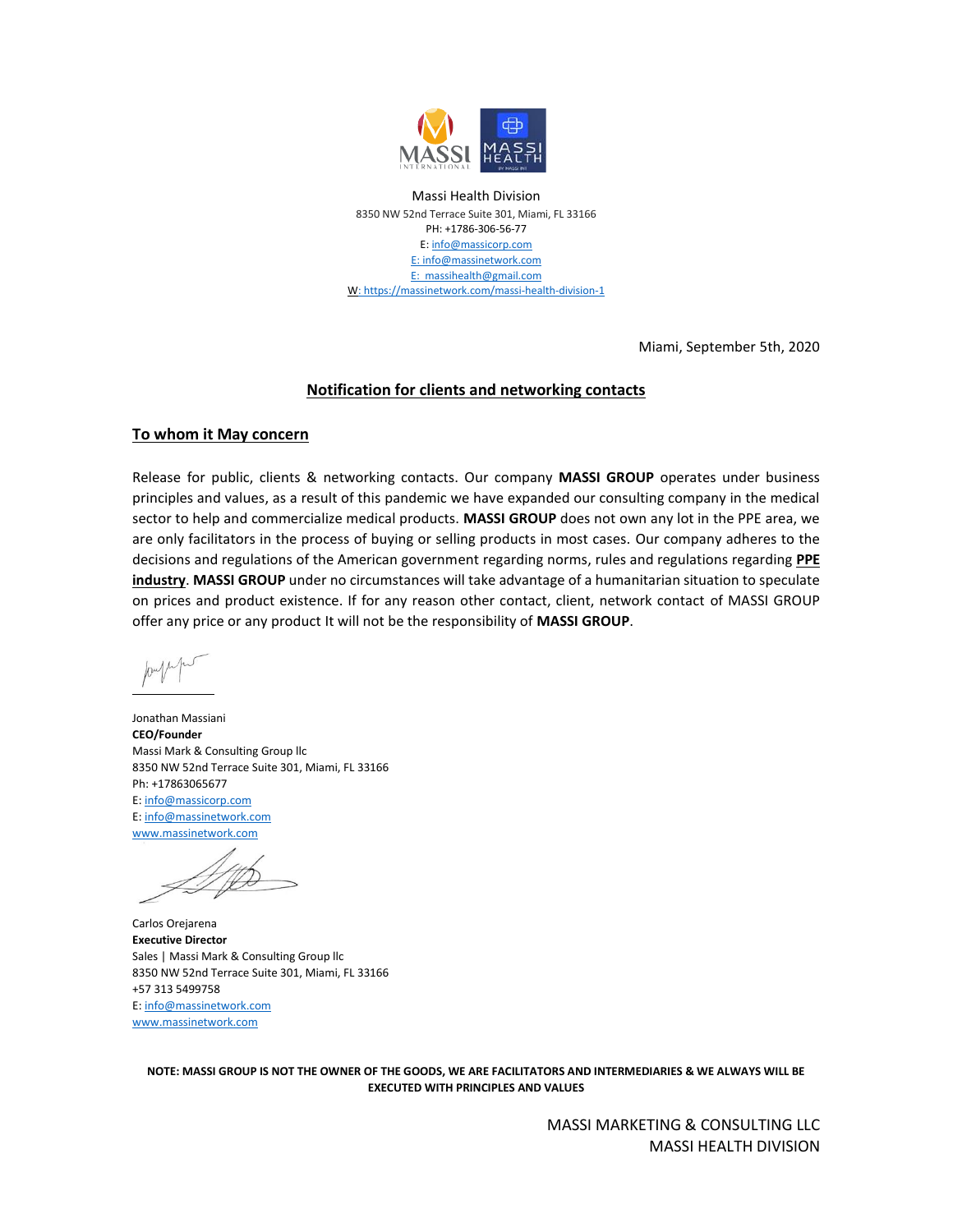Massi Health Division
8350 NW 52nd Terrace Suite 301, Miami, FL 33166
PH: +1786-306-56-77
E: info@massicorp.com
E: info@massinetwork.com
E: massihealth@gmail.com
W: https://massinetwork.com/massi-health-division-1

Miami, September 5th, 2020

## Notification for clients and networking contacts

**To whom it May concern**

Release for public, clients & networking contacts. Our company **MASSI GROUP** operates under business principles and values, as a result of this pandemic we have expanded our consulting company in the medical sector to help and commercialize medical products. **MASSI GROUP** does not own any lot in the PPE area, we are only facilitators in the process of buying or selling products in most cases. Our company adheres to the decisions and regulations of the American government regarding norms, rules and regulations regarding **PPE industry**. **MASSI GROUP** under no circumstances will take advantage of a humanitarian situation to speculate on prices and product existence. If for any reason other contact, client, network contact of MASSI GROUP offer any price or any product It will not be the responsibility of **MASSI GROUP**.

Jonathan Massiani
**CEO/Founder**
Massi Mark & Consulting Group llc
8350 NW 52nd Terrace Suite 301, Miami, FL 33166
Ph: +17863065677
E: info@massicorp.com
E: info@massinetwork.com
www.massinetwork.com

Carlos Orejarena
**Executive Director**
Sales | Massi Mark & Consulting Group llc
8350 NW 52nd Terrace Suite 301, Miami, FL 33166
+57 313 5499758
E: info@massinetwork.com
www.massinetwork.com

**NOTE: MASSI GROUP IS NOT THE OWNER OF THE GOODS, WE ARE FACILITATORS AND INTERMEDIARIES & WE ALWAYS WILL BE EXECUTED WITH PRINCIPLES AND VALUES**

MASSI MARKETING & CONSULTING LLC
MASSI HEALTH DIVISION